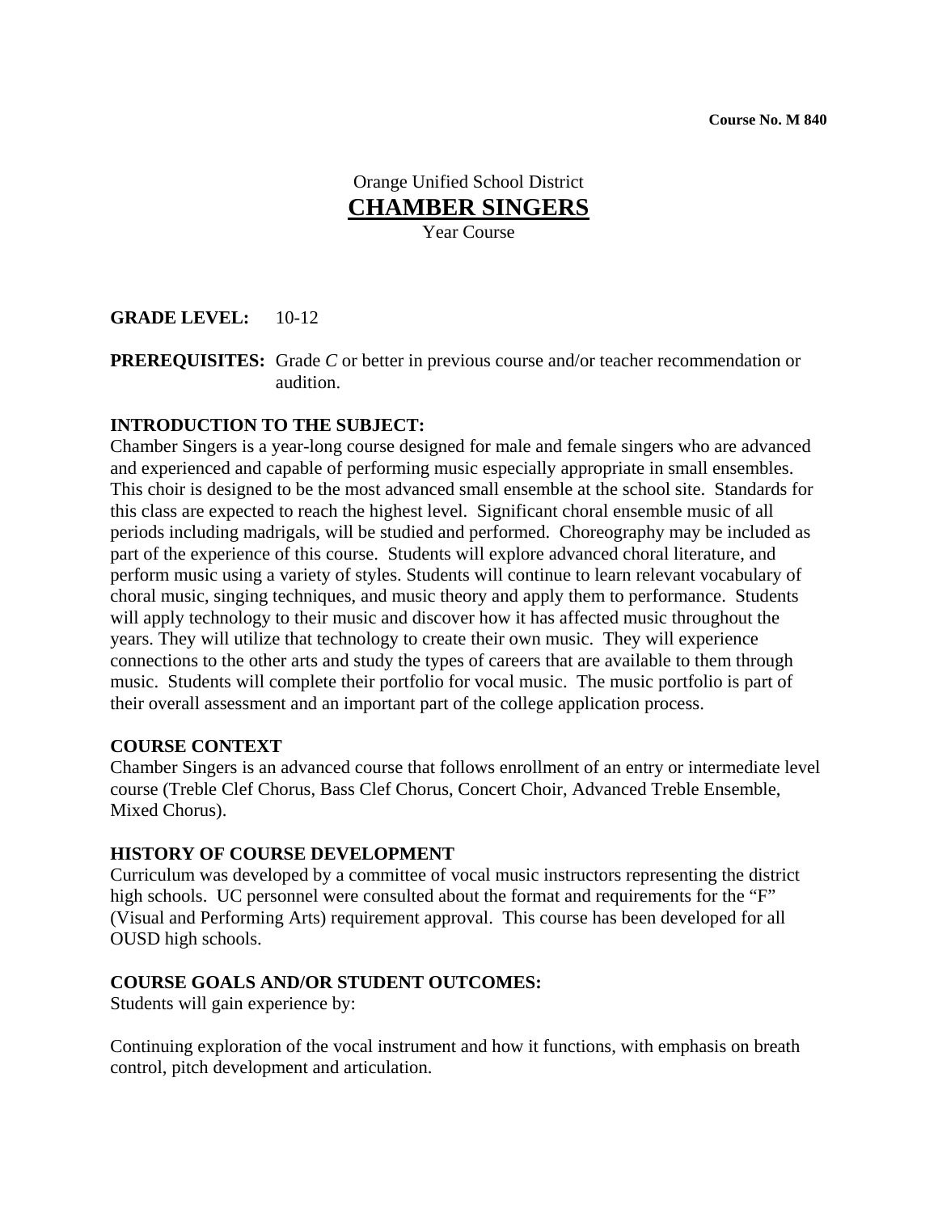**Course No. M 840**

Orange Unified School District

# CHAMBER SINGERS

Year Course

**GRADE LEVEL:** 10-12

**PREREQUISITES:** Grade *C* or better in previous course and/or teacher recommendation or audition.

**INTRODUCTION TO THE SUBJECT:**

Chamber Singers is a year-long course designed for male and female singers who are advanced and experienced and capable of performing music especially appropriate in small ensembles. This choir is designed to be the most advanced small ensemble at the school site. Standards for this class are expected to reach the highest level. Significant choral ensemble music of all periods including madrigals, will be studied and performed. Choreography may be included as part of the experience of this course. Students will explore advanced choral literature, and perform music using a variety of styles. Students will continue to learn relevant vocabulary of choral music, singing techniques, and music theory and apply them to performance. Students will apply technology to their music and discover how it has affected music throughout the years. They will utilize that technology to create their own music. They will experience connections to the other arts and study the types of careers that are available to them through music. Students will complete their portfolio for vocal music. The music portfolio is part of their overall assessment and an important part of the college application process.

**COURSE CONTEXT**

Chamber Singers is an advanced course that follows enrollment of an entry or intermediate level course (Treble Clef Chorus, Bass Clef Chorus, Concert Choir, Advanced Treble Ensemble, Mixed Chorus).

**HISTORY OF COURSE DEVELOPMENT**

Curriculum was developed by a committee of vocal music instructors representing the district high schools. UC personnel were consulted about the format and requirements for the "F" (Visual and Performing Arts) requirement approval. This course has been developed for all OUSD high schools.

**COURSE GOALS AND/OR STUDENT OUTCOMES:**

Students will gain experience by:

Continuing exploration of the vocal instrument and how it functions, with emphasis on breath control, pitch development and articulation.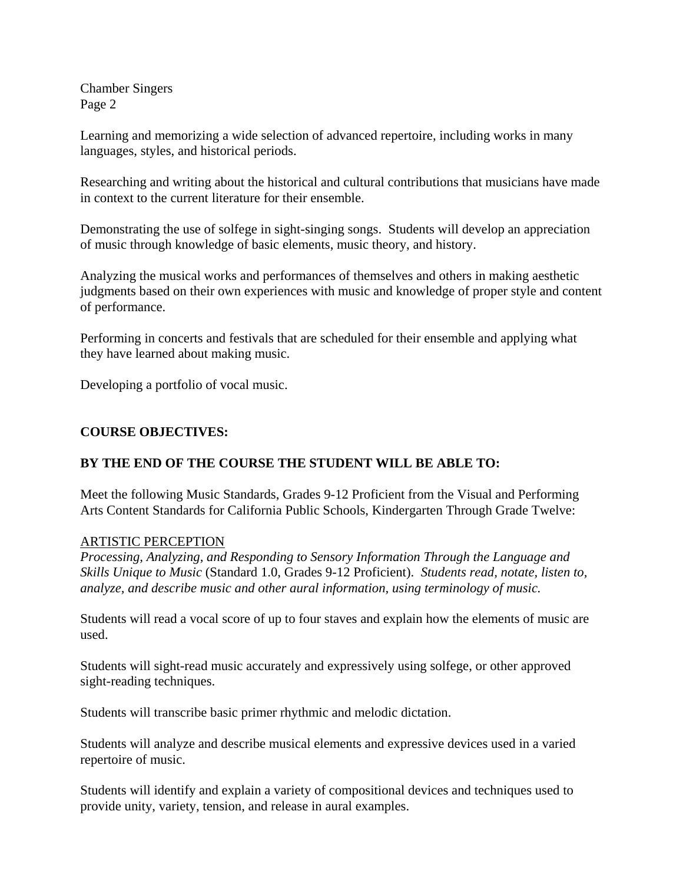Learning and memorizing a wide selection of advanced repertoire, including works in many languages, styles, and historical periods.

Researching and writing about the historical and cultural contributions that musicians have made in context to the current literature for their ensemble.

Demonstrating the use of solfege in sight-singing songs. Students will develop an appreciation of music through knowledge of basic elements, music theory, and history.

Analyzing the musical works and performances of themselves and others in making aesthetic judgments based on their own experiences with music and knowledge of proper style and content of performance.

Performing in concerts and festivals that are scheduled for their ensemble and applying what they have learned about making music.

Developing a portfolio of vocal music.

**COURSE OBJECTIVES:**

**BY THE END OF THE COURSE THE STUDENT WILL BE ABLE TO:**

Meet the following Music Standards, Grades 9-12 Proficient from the Visual and Performing Arts Content Standards for California Public Schools, Kindergarten Through Grade Twelve:

<u>ARTISTIC PERCEPTION</u>

*Processing, Analyzing, and Responding to Sensory Information Through the Language and Skills Unique to Music* (Standard 1.0, Grades 9-12 Proficient). *Students read, notate, listen to, analyze, and describe music and other aural information, using terminology of music.*

Students will read a vocal score of up to four staves and explain how the elements of music are used.

Students will sight-read music accurately and expressively using solfege, or other approved sight-reading techniques.

Students will transcribe basic primer rhythmic and melodic dictation.

Students will analyze and describe musical elements and expressive devices used in a varied repertoire of music.

Students will identify and explain a variety of compositional devices and techniques used to provide unity, variety, tension, and release in aural examples.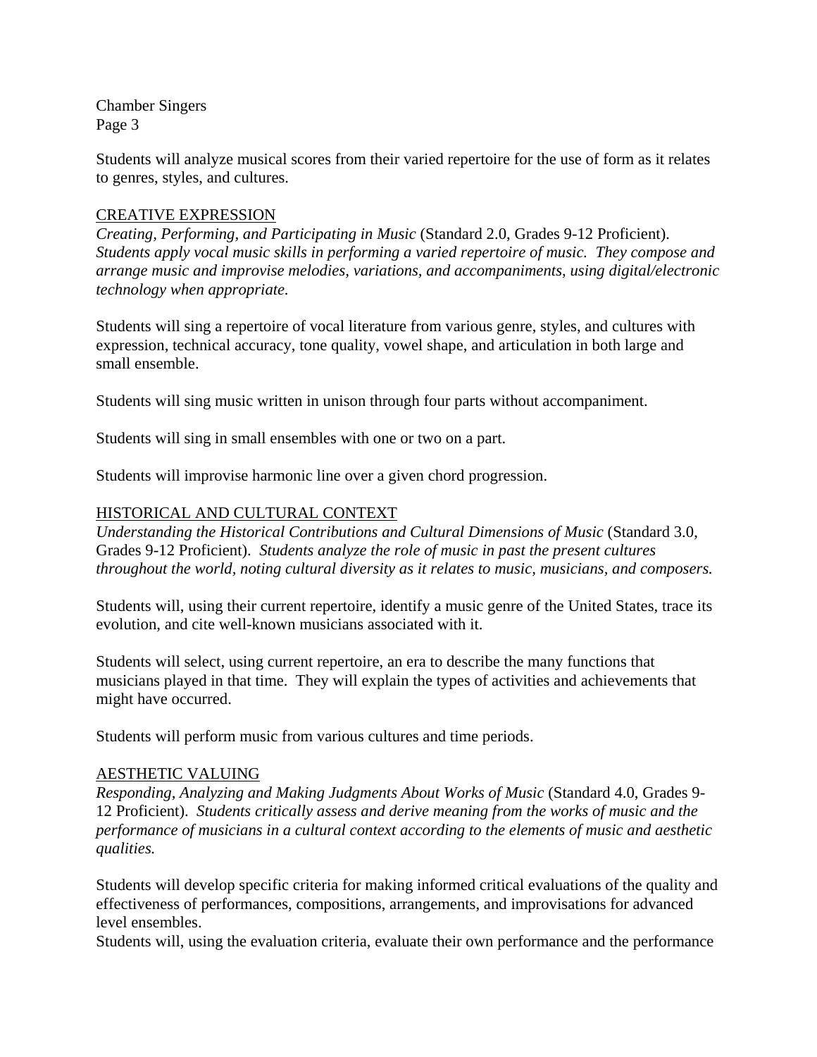Students will analyze musical scores from their varied repertoire for the use of form as it relates to genres, styles, and cultures.

<u>CREATIVE EXPRESSION</u>

*Creating, Performing, and Participating in Music* (Standard 2.0, Grades 9-12 Proficient). *Students apply vocal music skills in performing a varied repertoire of music. They compose and arrange music and improvise melodies, variations, and accompaniments, using digital/electronic technology when appropriate.*

Students will sing a repertoire of vocal literature from various genre, styles, and cultures with expression, technical accuracy, tone quality, vowel shape, and articulation in both large and small ensemble.

Students will sing music written in unison through four parts without accompaniment.

Students will sing in small ensembles with one or two on a part.

Students will improvise harmonic line over a given chord progression.

<u>HISTORICAL AND CULTURAL CONTEXT</u>

*Understanding the Historical Contributions and Cultural Dimensions of Music* (Standard 3.0, Grades 9-12 Proficient). *Students analyze the role of music in past the present cultures throughout the world, noting cultural diversity as it relates to music, musicians, and composers.*

Students will, using their current repertoire, identify a music genre of the United States, trace its evolution, and cite well-known musicians associated with it.

Students will select, using current repertoire, an era to describe the many functions that musicians played in that time. They will explain the types of activities and achievements that might have occurred.

Students will perform music from various cultures and time periods.

<u>AESTHETIC VALUING</u>

*Responding, Analyzing and Making Judgments About Works of Music* (Standard 4.0, Grades 9-12 Proficient). *Students critically assess and derive meaning from the works of music and the performance of musicians in a cultural context according to the elements of music and aesthetic qualities.*

Students will develop specific criteria for making informed critical evaluations of the quality and effectiveness of performances, compositions, arrangements, and improvisations for advanced level ensembles.

Students will, using the evaluation criteria, evaluate their own performance and the performance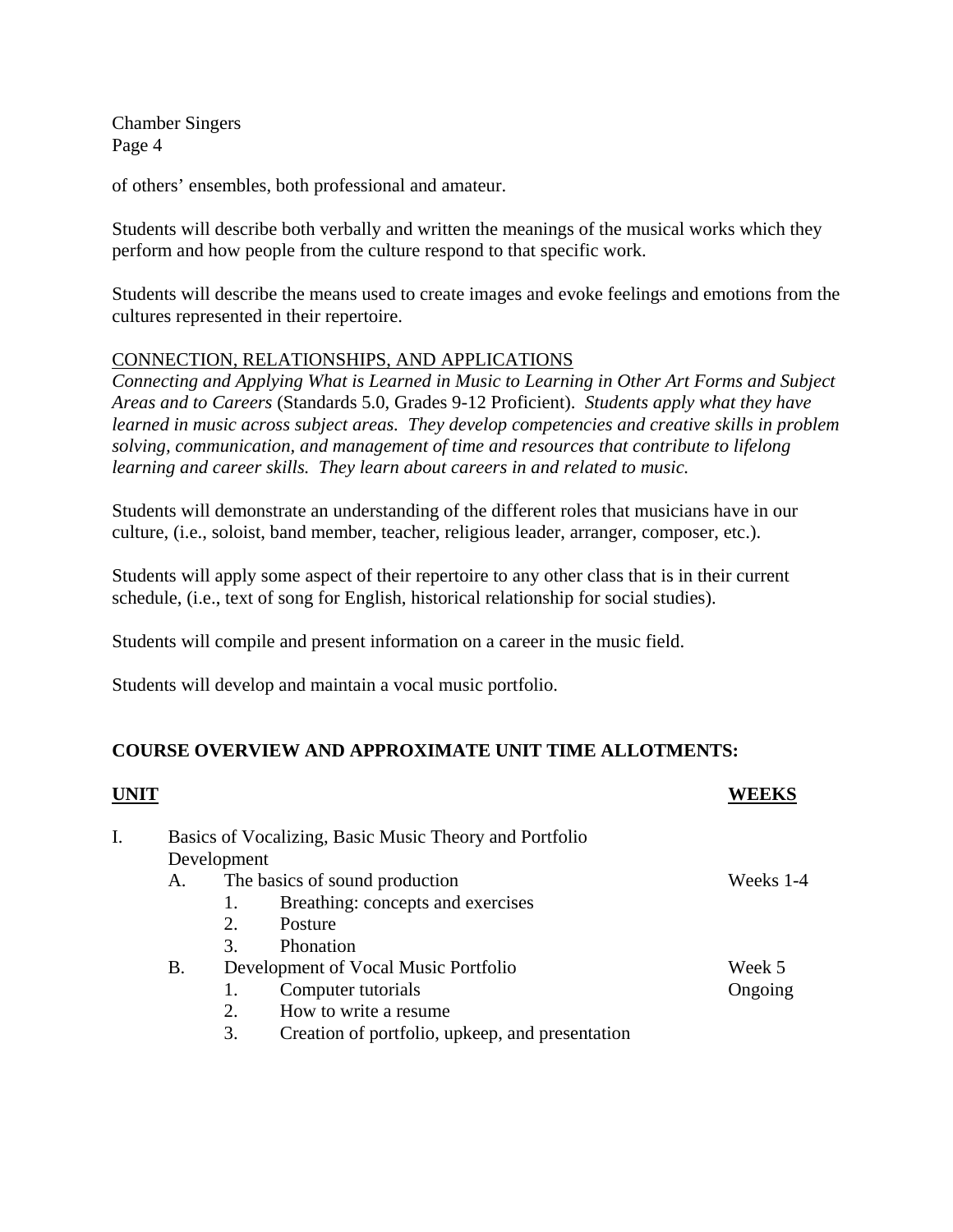of others' ensembles, both professional and amateur.

Students will describe both verbally and written the meanings of the musical works which they perform and how people from the culture respond to that specific work.

Students will describe the means used to create images and evoke feelings and emotions from the cultures represented in their repertoire.

<u>CONNECTION, RELATIONSHIPS, AND APPLICATIONS</u>

*Connecting and Applying What is Learned in Music to Learning in Other Art Forms and Subject Areas and to Careers* (Standards 5.0, Grades 9-12 Proficient). *Students apply what they have learned in music across subject areas. They develop competencies and creative skills in problem solving, communication, and management of time and resources that contribute to lifelong learning and career skills. They learn about careers in and related to music.*

Students will demonstrate an understanding of the different roles that musicians have in our culture, (i.e., soloist, band member, teacher, religious leader, arranger, composer, etc.).

Students will apply some aspect of their repertoire to any other class that is in their current schedule, (i.e., text of song for English, historical relationship for social studies).

Students will compile and present information on a career in the music field.

Students will develop and maintain a vocal music portfolio.

**COURSE OVERVIEW AND APPROXIMATE UNIT TIME ALLOTMENTS:**

| **UNIT** | **WEEKS** |
|---|---|
| I. Basics of Vocalizing, Basic Music Theory and Portfolio Development | |
| A. The basics of sound production | Weeks 1-4 |
| 1. Breathing: concepts and exercises | |
| 2. Posture | |
| 3. Phonation | |
| B. Development of Vocal Music Portfolio | Week 5 |
| 1. Computer tutorials | Ongoing |
| 2. How to write a resume | |
| 3. Creation of portfolio, upkeep, and presentation | |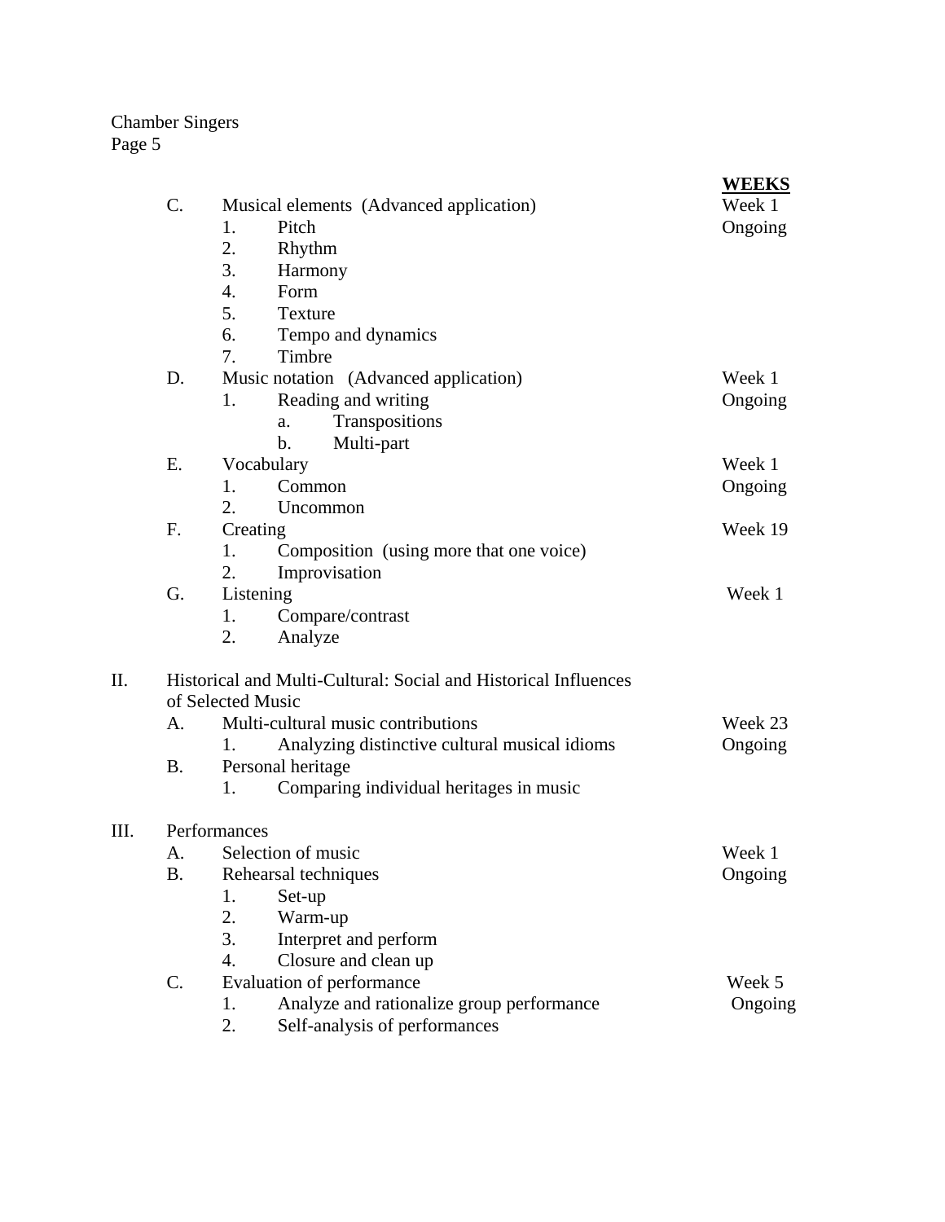| | WEEKS |
|---|---|
| C. Musical elements (Advanced application) | Week 1 |
| 1. Pitch | Ongoing |
| 2. Rhythm | |
| 3. Harmony | |
| 4. Form | |
| 5. Texture | |
| 6. Tempo and dynamics | |
| 7. Timbre | |
| D. Music notation (Advanced application) | Week 1 |
| 1. Reading and writing | Ongoing |
| a. Transpositions | |
| b. Multi-part | |
| E. Vocabulary | Week 1 |
| 1. Common | Ongoing |
| 2. Uncommon | |
| F. Creating | Week 19 |
| 1. Composition (using more that one voice) | |
| 2. Improvisation | |
| G. Listening | Week 1 |
| 1. Compare/contrast | |
| 2. Analyze | |
| **II. Historical and Multi-Cultural: Social and Historical Influences of Selected Music** | |
| A. Multi-cultural music contributions | Week 23 |
| 1. Analyzing distinctive cultural musical idioms | Ongoing |
| B. Personal heritage | |
| 1. Comparing individual heritages in music | |
| **III. Performances** | |
| A. Selection of music | Week 1 |
| B. Rehearsal techniques | Ongoing |
| 1. Set-up | |
| 2. Warm-up | |
| 3. Interpret and perform | |
| 4. Closure and clean up | |
| C. Evaluation of performance | Week 5 |
| 1. Analyze and rationalize group performance | Ongoing |
| 2. Self-analysis of performances | |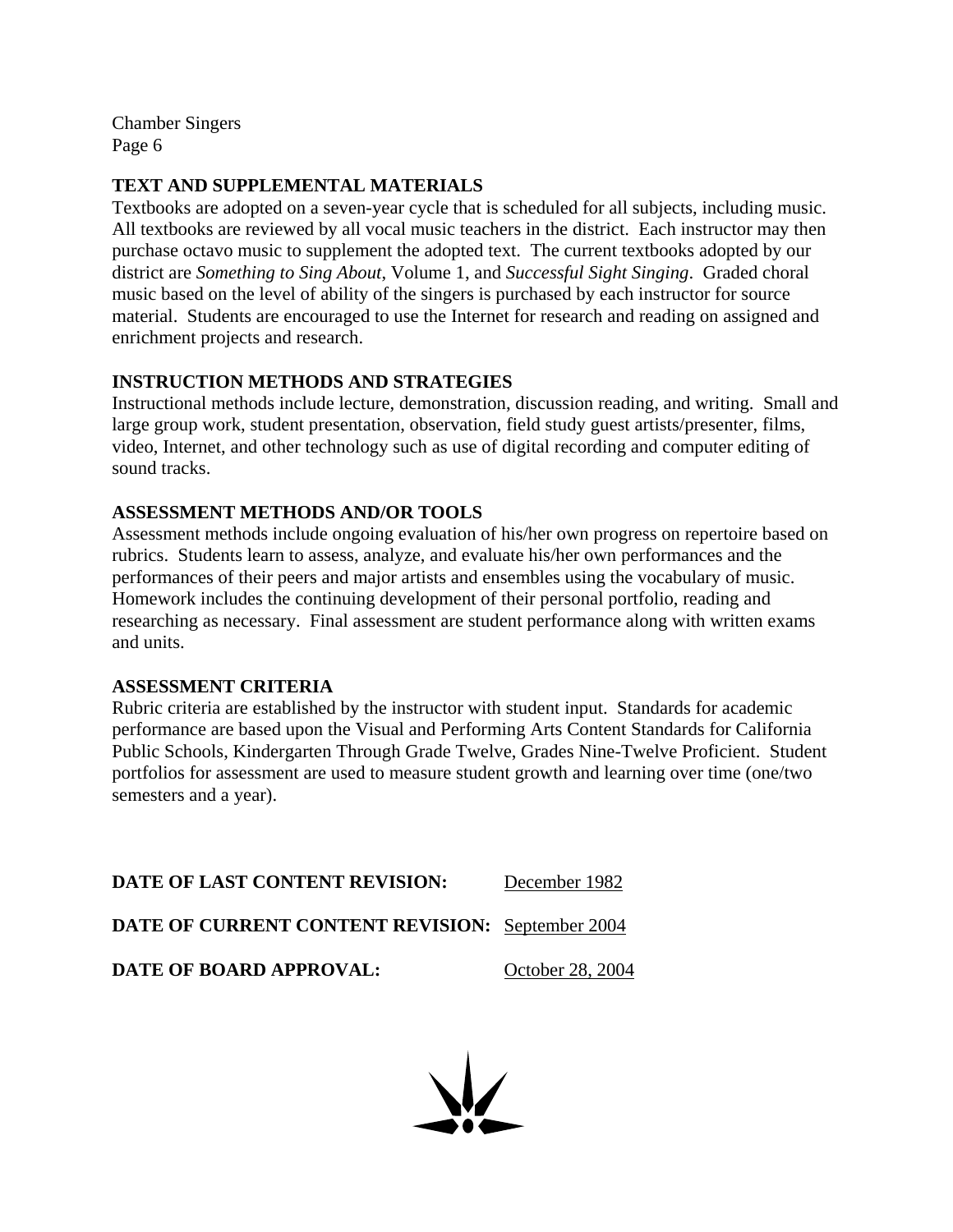## TEXT AND SUPPLEMENTAL MATERIALS

Textbooks are adopted on a seven-year cycle that is scheduled for all subjects, including music. All textbooks are reviewed by all vocal music teachers in the district. Each instructor may then purchase octavo music to supplement the adopted text. The current textbooks adopted by our district are *Something to Sing About*, Volume 1, and *Successful Sight Singing*. Graded choral music based on the level of ability of the singers is purchased by each instructor for source material. Students are encouraged to use the Internet for research and reading on assigned and enrichment projects and research.

## INSTRUCTION METHODS AND STRATEGIES

Instructional methods include lecture, demonstration, discussion reading, and writing. Small and large group work, student presentation, observation, field study guest artists/presenter, films, video, Internet, and other technology such as use of digital recording and computer editing of sound tracks.

## ASSESSMENT METHODS AND/OR TOOLS

Assessment methods include ongoing evaluation of his/her own progress on repertoire based on rubrics. Students learn to assess, analyze, and evaluate his/her own performances and the performances of their peers and major artists and ensembles using the vocabulary of music. Homework includes the continuing development of their personal portfolio, reading and researching as necessary. Final assessment are student performance along with written exams and units.

## ASSESSMENT CRITERIA

Rubric criteria are established by the instructor with student input. Standards for academic performance are based upon the Visual and Performing Arts Content Standards for California Public Schools, Kindergarten Through Grade Twelve, Grades Nine-Twelve Proficient. Student portfolios for assessment are used to measure student growth and learning over time (one/two semesters and a year).

**DATE OF LAST CONTENT REVISION:** December 1982

**DATE OF CURRENT CONTENT REVISION:** September 2004

**DATE OF BOARD APPROVAL:** October 28, 2004